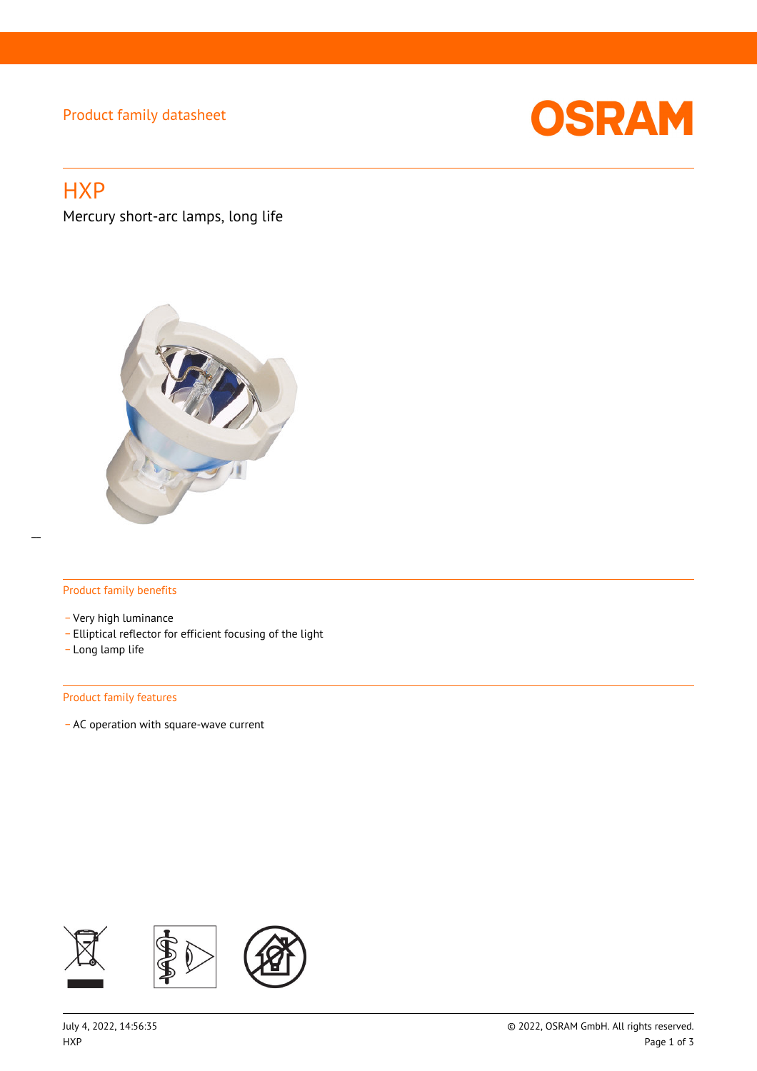Product family datasheet

# HXP

Mercury short-arc lamps, long life

## Product family benefits

- Very high luminance
- Elliptical reflector for efficient focusing of the light
- Long lamp life

## Product family features

- AC operation with square-wave current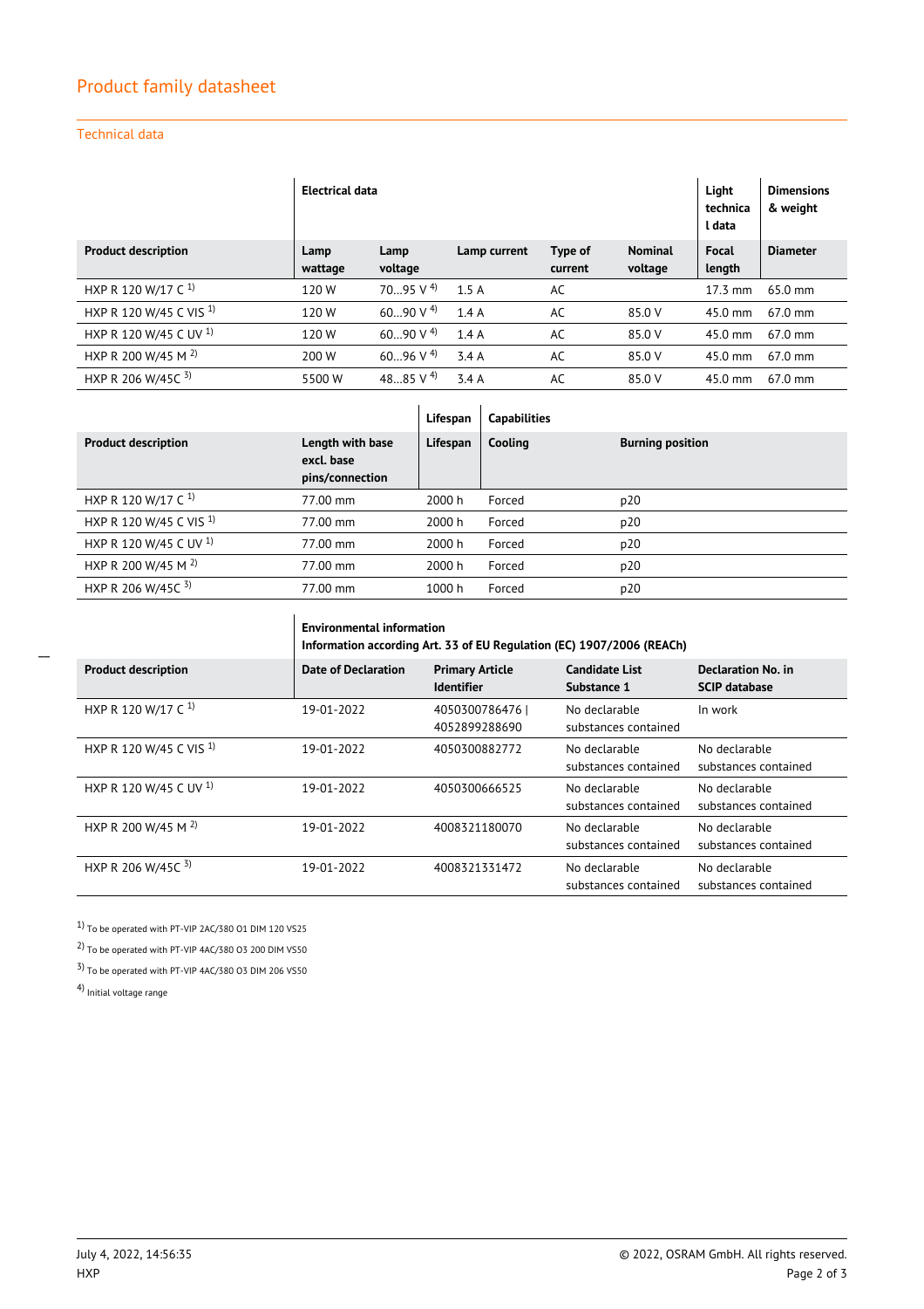## Product family datasheet

### Technical data

| | Electrical data | | | | | Light technical data | Dimensions & weight |
|---|---|---|---|---|---|---|---|
| **Product description** | **Lamp wattage** | **Lamp voltage** | **Lamp current** | **Type of current** | **Nominal voltage** | **Focal length** | **Diameter** |
| HXP R 120 W/17 C [1] | 120 W | 70…95 V [4] | 1.5 A | AC | | 17.3 mm | 65.0 mm |
| HXP R 120 W/45 C VIS [1] | 120 W | 60…90 V [4] | 1.4 A | AC | 85.0 V | 45.0 mm | 67.0 mm |
| HXP R 120 W/45 C UV [1] | 120 W | 60…90 V [4] | 1.4 A | AC | 85.0 V | 45.0 mm | 67.0 mm |
| HXP R 200 W/45 M [2] | 200 W | 60…96 V [4] | 3.4 A | AC | 85.0 V | 45.0 mm | 67.0 mm |
| HXP R 206 W/45C [3] | 5500 W | 48…85 V [4] | 3.4 A | AC | 85.0 V | 45.0 mm | 67.0 mm |

| | | Lifespan | Capabilities | |
|---|---|---|---|---|
| **Product description** | **Length with base excl. base pins/connection** | **Lifespan** | **Cooling** | **Burning position** |
| HXP R 120 W/17 C [1] | 77.00 mm | 2000 h | Forced | p20 |
| HXP R 120 W/45 C VIS [1] | 77.00 mm | 2000 h | Forced | p20 |
| HXP R 120 W/45 C UV [1] | 77.00 mm | 2000 h | Forced | p20 |
| HXP R 200 W/45 M [2] | 77.00 mm | 2000 h | Forced | p20 |
| HXP R 206 W/45C [3] | 77.00 mm | 1000 h | Forced | p20 |

| | Environmental information Information according Art. 33 of EU Regulation (EC) 1907/2006 (REACh) | | | |
|---|---|---|---|---|
| **Product description** | **Date of Declaration** | **Primary Article Identifier** | **Candidate List Substance 1** | **Declaration No. in SCIP database** |
| HXP R 120 W/17 C [1] | 19-01-2022 | 4050300786476 \| 4052899288690 | No declarable substances contained | In work |
| HXP R 120 W/45 C VIS [1] | 19-01-2022 | 4050300882772 | No declarable substances contained | No declarable substances contained |
| HXP R 120 W/45 C UV [1] | 19-01-2022 | 4050300666525 | No declarable substances contained | No declarable substances contained |
| HXP R 200 W/45 M [2] | 19-01-2022 | 4008321180070 | No declarable substances contained | No declarable substances contained |
| HXP R 206 W/45C [3] | 19-01-2022 | 4008321331472 | No declarable substances contained | No declarable substances contained |

[1] To be operated with PT-VIP 2AC/380 O1 DIM 120 VS25

[2] To be operated with PT-VIP 4AC/380 O3 200 DIM VS50

[3] To be operated with PT-VIP 4AC/380 O3 DIM 206 VS50

[4] Initial voltage range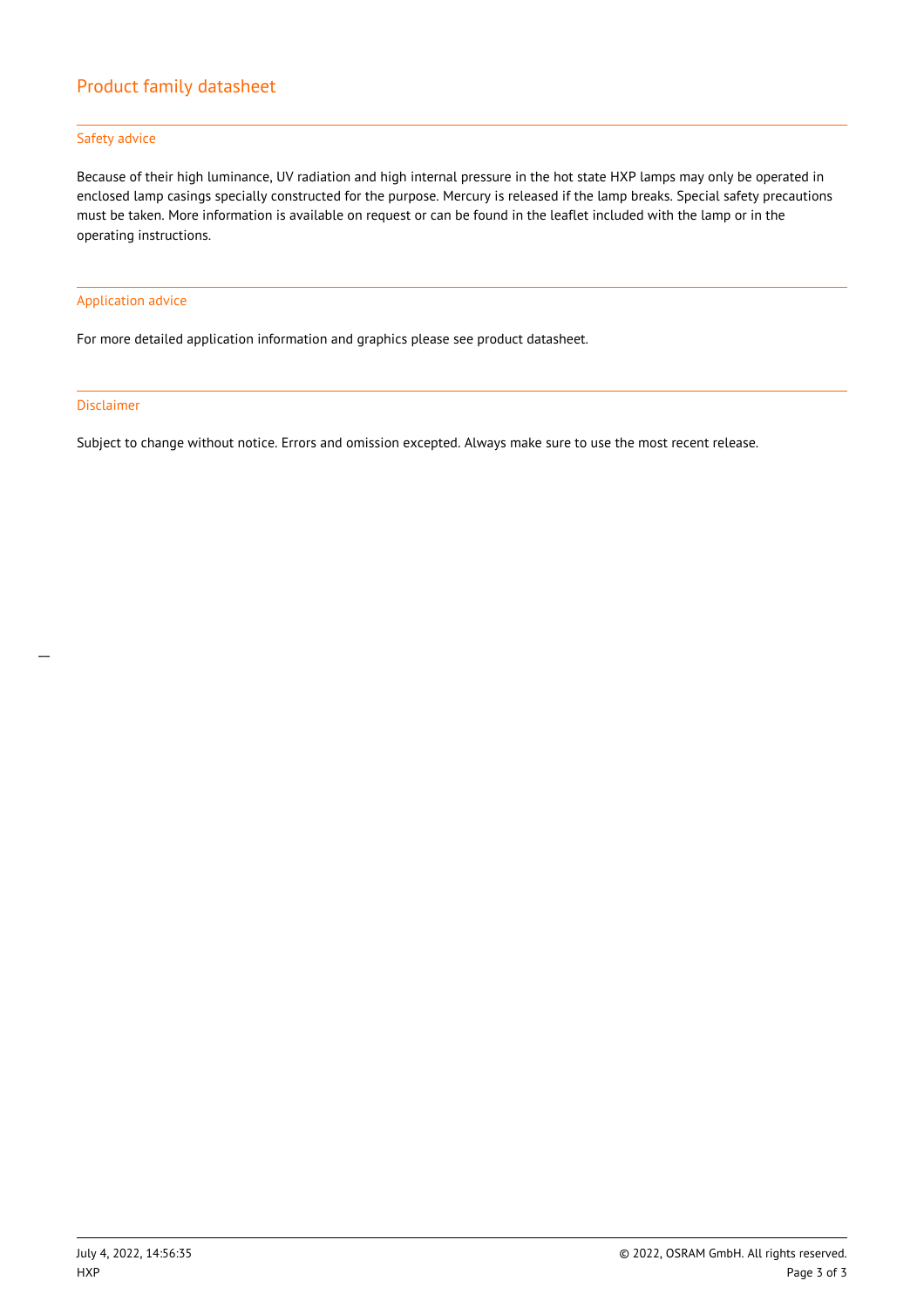## Safety advice

Because of their high luminance, UV radiation and high internal pressure in the hot state HXP lamps may only be operated in enclosed lamp casings specially constructed for the purpose. Mercury is released if the lamp breaks. Special safety precautions must be taken. More information is available on request or can be found in the leaflet included with the lamp or in the operating instructions.

## Application advice

For more detailed application information and graphics please see product datasheet.

## Disclaimer

Subject to change without notice. Errors and omission excepted. Always make sure to use the most recent release.